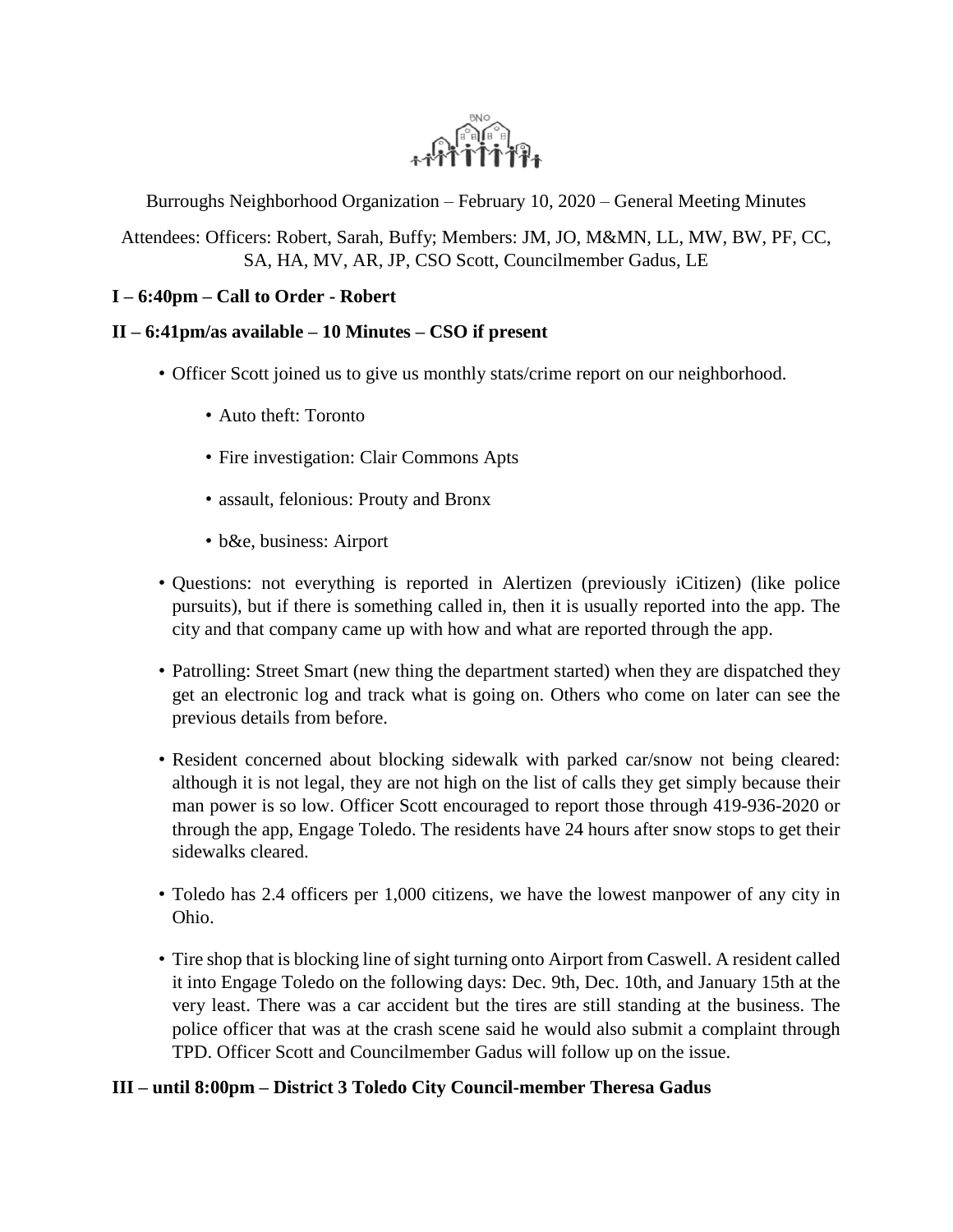Burroughs Neighborhood Organization – February 10, 2020 – General Meeting Minutes

Attendees: Officers: Robert, Sarah, Buffy; Members: JM, JO, M&MN, LL, MW, BW, PF, CC, SA, HA, MV, AR, JP, CSO Scott, Councilmember Gadus, LE

**I – 6:40pm – Call to Order - Robert**

**II – 6:41pm/as available – 10 Minutes – CSO if present**

- Officer Scott joined us to give us monthly stats/crime report on our neighborhood.
  - Auto theft: Toronto
  - Fire investigation: Clair Commons Apts
  - assault, felonious: Prouty and Bronx
  - b&e, business: Airport
- Questions: not everything is reported in Alertizen (previously iCitizen) (like police pursuits), but if there is something called in, then it is usually reported into the app. The city and that company came up with how and what are reported through the app.
- Patrolling: Street Smart (new thing the department started) when they are dispatched they get an electronic log and track what is going on. Others who come on later can see the previous details from before.
- Resident concerned about blocking sidewalk with parked car/snow not being cleared: although it is not legal, they are not high on the list of calls they get simply because their man power is so low. Officer Scott encouraged to report those through 419-936-2020 or through the app, Engage Toledo. The residents have 24 hours after snow stops to get their sidewalks cleared.
- Toledo has 2.4 officers per 1,000 citizens, we have the lowest manpower of any city in Ohio.
- Tire shop that is blocking line of sight turning onto Airport from Caswell. A resident called it into Engage Toledo on the following days: Dec. 9th, Dec. 10th, and January 15th at the very least. There was a car accident but the tires are still standing at the business. The police officer that was at the crash scene said he would also submit a complaint through TPD. Officer Scott and Councilmember Gadus will follow up on the issue.

**III – until 8:00pm – District 3 Toledo City Council-member Theresa Gadus**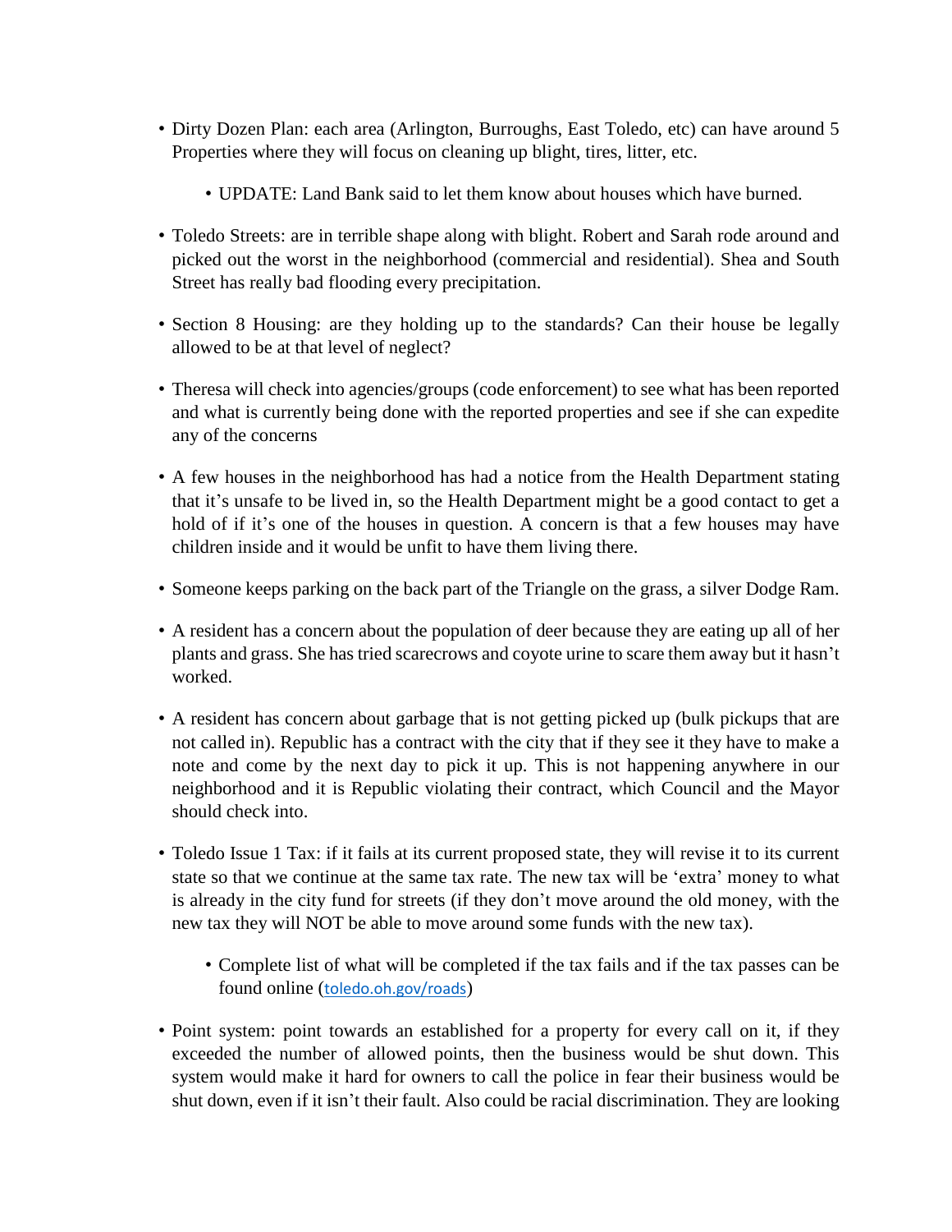- Dirty Dozen Plan: each area (Arlington, Burroughs, East Toledo, etc) can have around 5 Properties where they will focus on cleaning up blight, tires, litter, etc.
  - UPDATE: Land Bank said to let them know about houses which have burned.
- Toledo Streets: are in terrible shape along with blight. Robert and Sarah rode around and picked out the worst in the neighborhood (commercial and residential). Shea and South Street has really bad flooding every precipitation.
- Section 8 Housing: are they holding up to the standards? Can their house be legally allowed to be at that level of neglect?
- Theresa will check into agencies/groups (code enforcement) to see what has been reported and what is currently being done with the reported properties and see if she can expedite any of the concerns
- A few houses in the neighborhood has had a notice from the Health Department stating that it's unsafe to be lived in, so the Health Department might be a good contact to get a hold of if it's one of the houses in question. A concern is that a few houses may have children inside and it would be unfit to have them living there.
- Someone keeps parking on the back part of the Triangle on the grass, a silver Dodge Ram.
- A resident has a concern about the population of deer because they are eating up all of her plants and grass. She has tried scarecrows and coyote urine to scare them away but it hasn't worked.
- A resident has concern about garbage that is not getting picked up (bulk pickups that are not called in). Republic has a contract with the city that if they see it they have to make a note and come by the next day to pick it up. This is not happening anywhere in our neighborhood and it is Republic violating their contract, which Council and the Mayor should check into.
- Toledo Issue 1 Tax: if it fails at its current proposed state, they will revise it to its current state so that we continue at the same tax rate. The new tax will be 'extra' money to what is already in the city fund for streets (if they don't move around the old money, with the new tax they will NOT be able to move around some funds with the new tax).
  - Complete list of what will be completed if the tax fails and if the tax passes can be found online (toledo.oh.gov/roads)
- Point system: point towards an established for a property for every call on it, if they exeeded the number of allowed points, then the business would be shut down. This system would make it hard for owners to call the police in fear their business would be shut down, even if it isn't their fault. Also could be racial discrimination. They are looking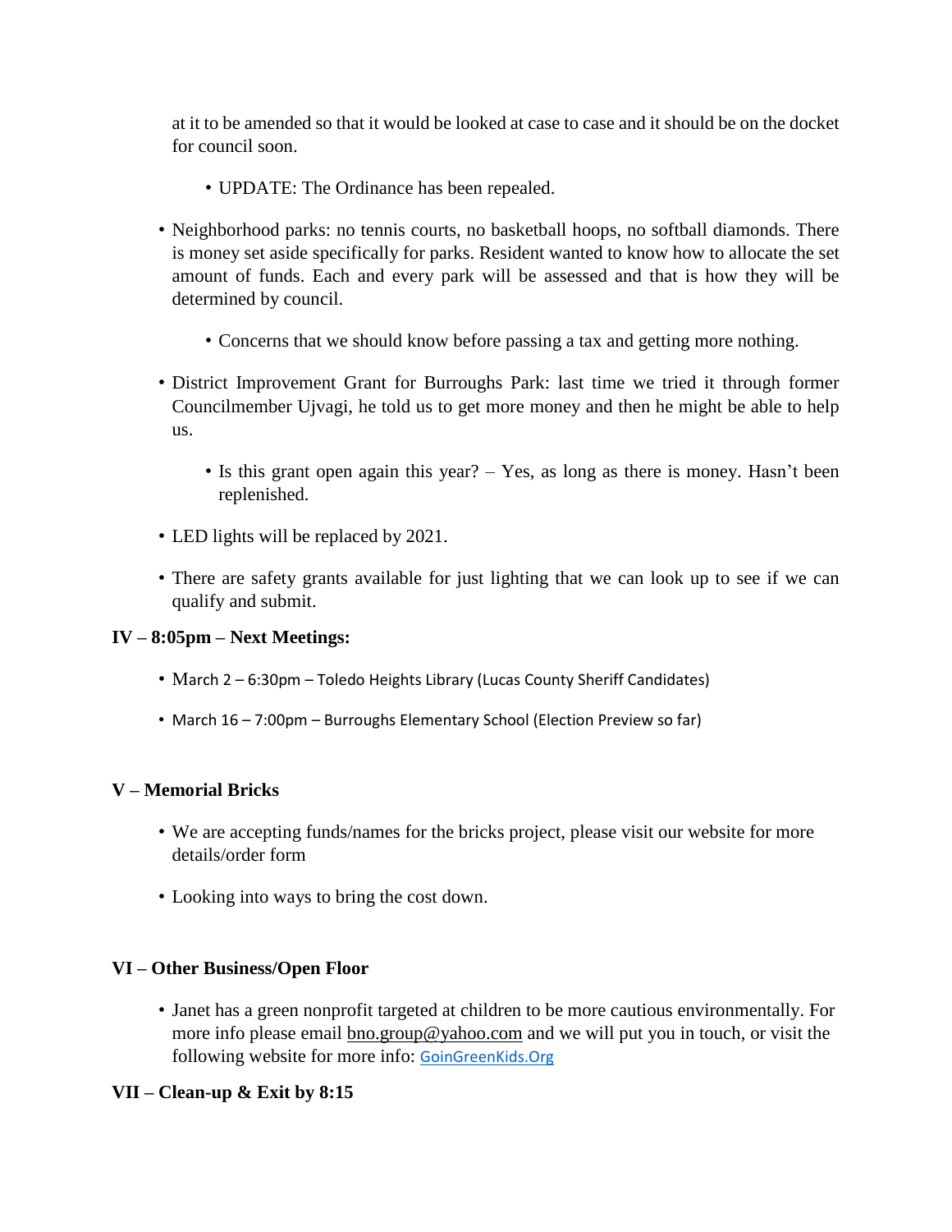at it to be amended so that it would be looked at case to case and it should be on the docket for council soon.

  - UPDATE: The Ordinance has been repealed.

- Neighborhood parks: no tennis courts, no basketball hoops, no softball diamonds. There is money set aside specifically for parks. Resident wanted to know how to allocate the set amount of funds. Each and every park will be assessed and that is how they will be determined by council.
  - Concerns that we should know before passing a tax and getting more nothing.
- District Improvement Grant for Burroughs Park: last time we tried it through former Councilmember Ujvagi, he told us to get more money and then he might be able to help us.
  - Is this grant open again this year? – Yes, as long as there is money. Hasn't been replenished.
- LED lights will be replaced by 2021.
- There are safety grants available for just lighting that we can look up to see if we can qualify and submit.

**IV – 8:05pm – Next Meetings:**

- March 2 – 6:30pm – Toledo Heights Library (Lucas County Sheriff Candidates)
- March 16 – 7:00pm – Burroughs Elementary School (Election Preview so far)

**V – Memorial Bricks**

- We are accepting funds/names for the bricks project, please visit our website for more details/order form
- Looking into ways to bring the cost down.

**VI – Other Business/Open Floor**

- Janet has a green nonprofit targeted at children to be more cautious environmentally. For more info please email bno.group@yahoo.com and we will put you in touch, or visit the following website for more info: GoinGreenKids.Org

**VII – Clean-up & Exit by 8:15**